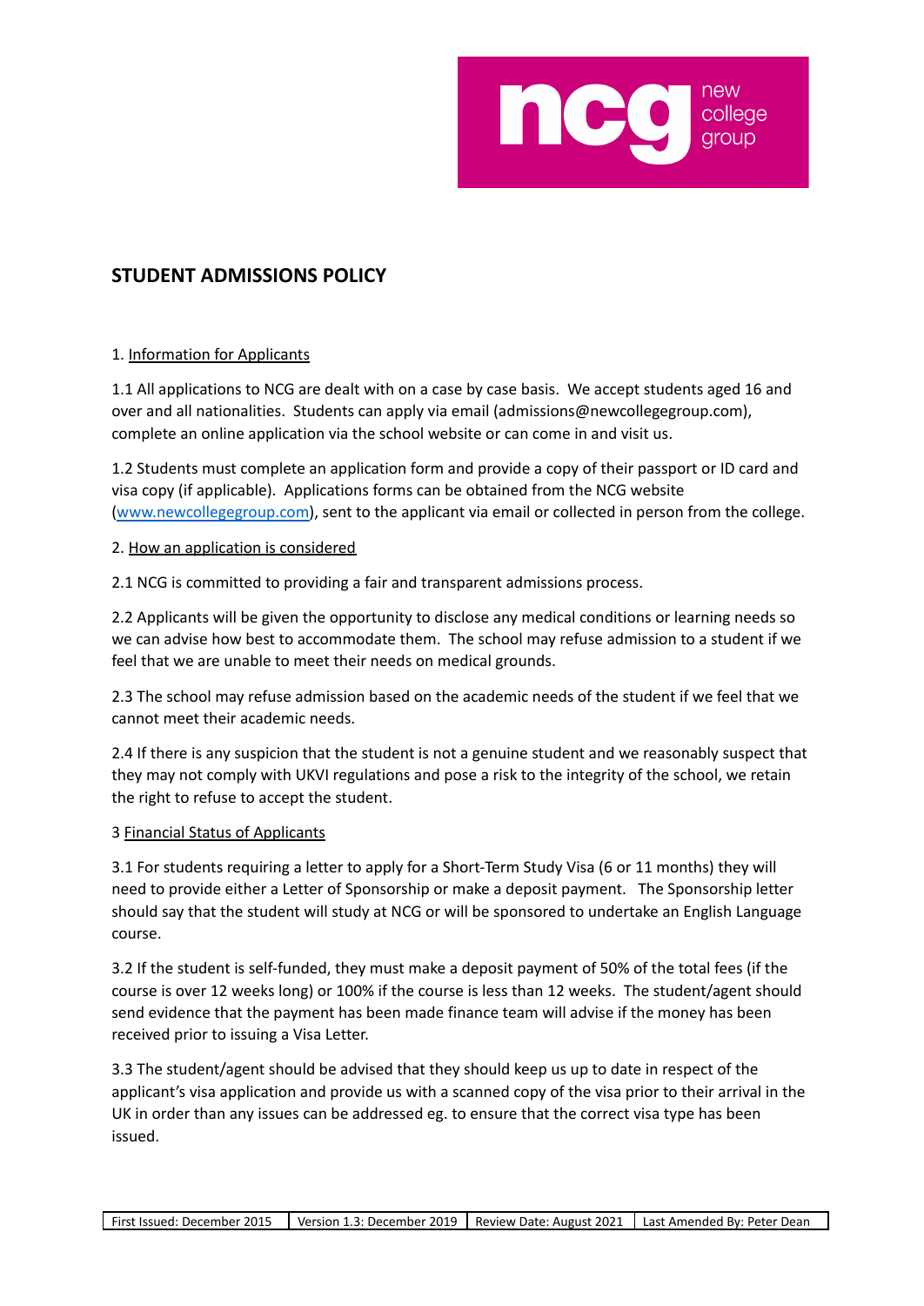## STUDENT ADMISSIONS POLICY

1. Information for Applicants

1.1 All applications to NCG are dealt with on a case by case basis. We accept students aged 16 and over and all nationalities. Students can apply via email (admissions@newcollegegroup.com), complete an online application via the school website or can come in and visit us.

1.2 Students must complete an application form and provide a copy of their passport or ID card and visa copy (if applicable). Applications forms can be obtained from the NCG website ([www.newcollegegroup.com](http://www.newcollegegroup.com)), sent to the applicant via email or collected in person from the college.

2. How an application is considered

2.1 NCG is committed to providing a fair and transparent admissions process.

2.2 Applicants will be given the opportunity to disclose any medical conditions or learning needs so we can advise how best to accommodate them. The school may refuse admission to a student if we feel that we are unable to meet their needs on medical grounds.

2.3 The school may refuse admission based on the academic needs of the student if we feel that we cannot meet their academic needs.

2.4 If there is any suspicion that the student is not a genuine student and we reasonably suspect that they may not comply with UKVI regulations and pose a risk to the integrity of the school, we retain the right to refuse to accept the student.

3 Financial Status of Applicants

3.1 For students requiring a letter to apply for a Short-Term Study Visa (6 or 11 months) they will need to provide either a Letter of Sponsorship or make a deposit payment. The Sponsorship letter should say that the student will study at NCG or will be sponsored to undertake an English Language course.

3.2 If the student is self-funded, they must make a deposit payment of 50% of the total fees (if the course is over 12 weeks long) or 100% if the course is less than 12 weeks. The student/agent should send evidence that the payment has been made finance team will advise if the money has been received prior to issuing a Visa Letter.

3.3 The student/agent should be advised that they should keep us up to date in respect of the applicant's visa application and provide us with a scanned copy of the visa prior to their arrival in the UK in order than any issues can be addressed eg. to ensure that the correct visa type has been issued.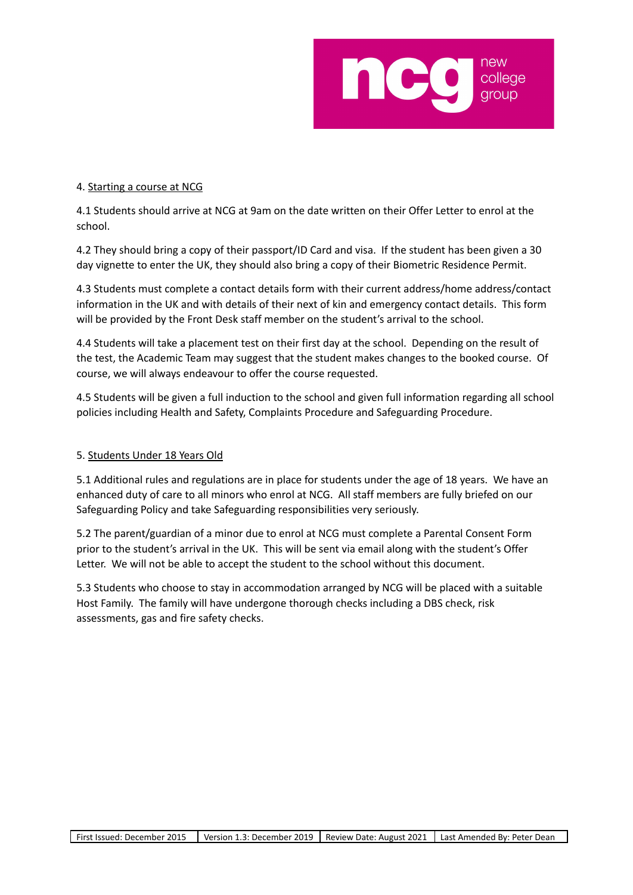## 4. Starting a course at NCG

4.1 Students should arrive at NCG at 9am on the date written on their Offer Letter to enrol at the school.

4.2 They should bring a copy of their passport/ID Card and visa. If the student has been given a 30 day vignette to enter the UK, they should also bring a copy of their Biometric Residence Permit.

4.3 Students must complete a contact details form with their current address/home address/contact information in the UK and with details of their next of kin and emergency contact details. This form will be provided by the Front Desk staff member on the student's arrival to the school.

4.4 Students will take a placement test on their first day at the school. Depending on the result of the test, the Academic Team may suggest that the student makes changes to the booked course. Of course, we will always endeavour to offer the course requested.

4.5 Students will be given a full induction to the school and given full information regarding all school policies including Health and Safety, Complaints Procedure and Safeguarding Procedure.

## 5. Students Under 18 Years Old

5.1 Additional rules and regulations are in place for students under the age of 18 years. We have an enhanced duty of care to all minors who enrol at NCG. All staff members are fully briefed on our Safeguarding Policy and take Safeguarding responsibilities very seriously.

5.2 The parent/guardian of a minor due to enrol at NCG must complete a Parental Consent Form prior to the student's arrival in the UK. This will be sent via email along with the student's Offer Letter. We will not be able to accept the student to the school without this document.

5.3 Students who choose to stay in accommodation arranged by NCG will be placed with a suitable Host Family. The family will have undergone thorough checks including a DBS check, risk assessments, gas and fire safety checks.